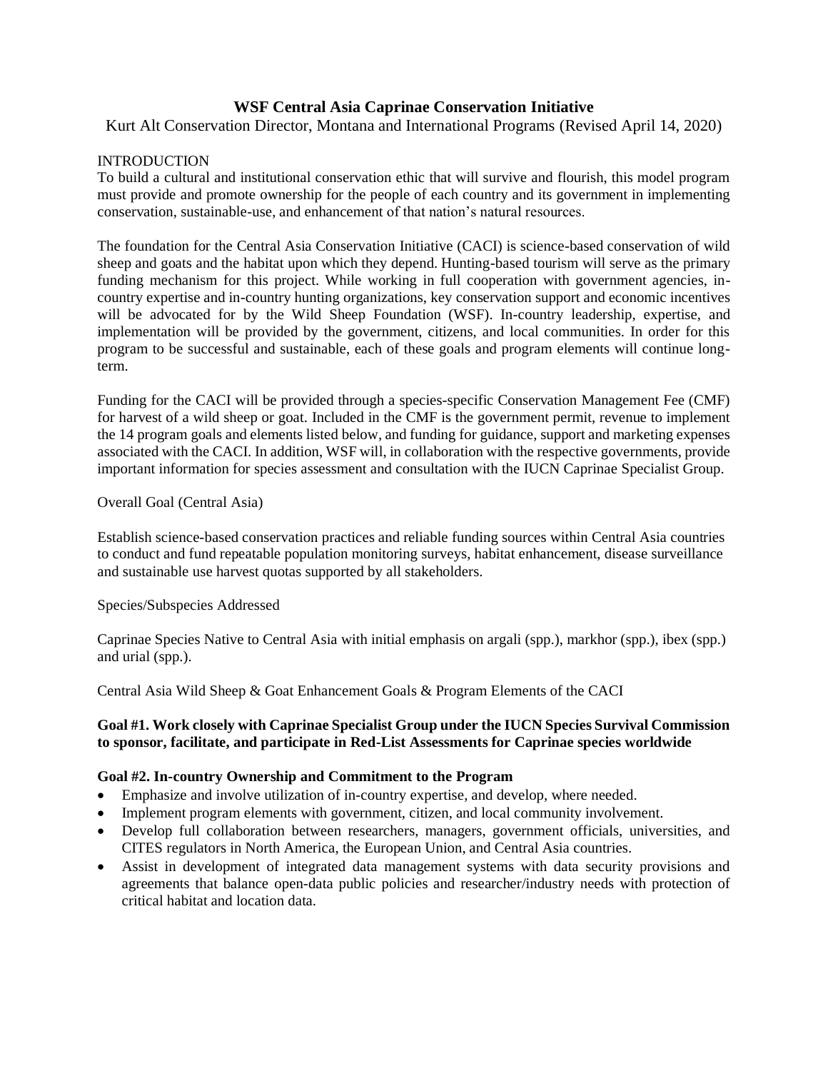# WSF Central Asia Caprinae Conservation Initiative

Kurt Alt Conservation Director, Montana and International Programs (Revised April 14, 2020)

## INTRODUCTION

To build a cultural and institutional conservation ethic that will survive and flourish, this model program must provide and promote ownership for the people of each country and its government in implementing conservation, sustainable-use, and enhancement of that nation's natural resources.

The foundation for the Central Asia Conservation Initiative (CACI) is science-based conservation of wild sheep and goats and the habitat upon which they depend. Hunting-based tourism will serve as the primary funding mechanism for this project. While working in full cooperation with government agencies, in-country expertise and in-country hunting organizations, key conservation support and economic incentives will be advocated for by the Wild Sheep Foundation (WSF). In-country leadership, expertise, and implementation will be provided by the government, citizens, and local communities. In order for this program to be successful and sustainable, each of these goals and program elements will continue long-term.

Funding for the CACI will be provided through a species-specific Conservation Management Fee (CMF) for harvest of a wild sheep or goat. Included in the CMF is the government permit, revenue to implement the 14 program goals and elements listed below, and funding for guidance, support and marketing expenses associated with the CACI. In addition, WSF will, in collaboration with the respective governments, provide important information for species assessment and consultation with the IUCN Caprinae Specialist Group.

## Overall Goal (Central Asia)

Establish science-based conservation practices and reliable funding sources within Central Asia countries to conduct and fund repeatable population monitoring surveys, habitat enhancement, disease surveillance and sustainable use harvest quotas supported by all stakeholders.

## Species/Subspecies Addressed

Caprinae Species Native to Central Asia with initial emphasis on argali (spp.), markhor (spp.), ibex (spp.) and urial (spp.).

## Central Asia Wild Sheep & Goat Enhancement Goals & Program Elements of the CACI

**Goal #1. Work closely with Caprinae Specialist Group under the IUCN Species Survival Commission to sponsor, facilitate, and participate in Red-List Assessments for Caprinae species worldwide**

**Goal #2. In-country Ownership and Commitment to the Program**

- Emphasize and involve utilization of in-country expertise, and develop, where needed.
- Implement program elements with government, citizen, and local community involvement.
- Develop full collaboration between researchers, managers, government officials, universities, and CITES regulators in North America, the European Union, and Central Asia countries.
- Assist in development of integrated data management systems with data security provisions and agreements that balance open-data public policies and researcher/industry needs with protection of critical habitat and location data.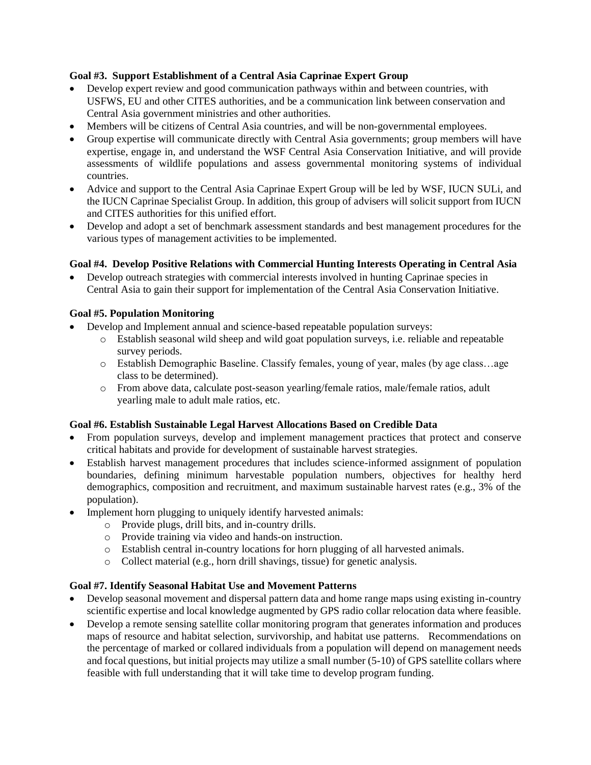**Goal #3. Support Establishment of a Central Asia Caprinae Expert Group**

- Develop expert review and good communication pathways within and between countries, with USFWS, EU and other CITES authorities, and be a communication link between conservation and Central Asia government ministries and other authorities.
- Members will be citizens of Central Asia countries, and will be non-governmental employees.
- Group expertise will communicate directly with Central Asia governments; group members will have expertise, engage in, and understand the WSF Central Asia Conservation Initiative, and will provide assessments of wildlife populations and assess governmental monitoring systems of individual countries.
- Advice and support to the Central Asia Caprinae Expert Group will be led by WSF, IUCN SULi, and the IUCN Caprinae Specialist Group. In addition, this group of advisers will solicit support from IUCN and CITES authorities for this unified effort.
- Develop and adopt a set of benchmark assessment standards and best management procedures for the various types of management activities to be implemented.

**Goal #4. Develop Positive Relations with Commercial Hunting Interests Operating in Central Asia**

- Develop outreach strategies with commercial interests involved in hunting Caprinae species in Central Asia to gain their support for implementation of the Central Asia Conservation Initiative.

**Goal #5. Population Monitoring**

- Develop and Implement annual and science-based repeatable population surveys:
  - Establish seasonal wild sheep and wild goat population surveys, i.e. reliable and repeatable survey periods.
  - Establish Demographic Baseline. Classify females, young of year, males (by age class…age class to be determined).
  - From above data, calculate post-season yearling/female ratios, male/female ratios, adult yearling male to adult male ratios, etc.

**Goal #6. Establish Sustainable Legal Harvest Allocations Based on Credible Data**

- From population surveys, develop and implement management practices that protect and conserve critical habitats and provide for development of sustainable harvest strategies.
- Establish harvest management procedures that includes science-informed assignment of population boundaries, defining minimum harvestable population numbers, objectives for healthy herd demographics, composition and recruitment, and maximum sustainable harvest rates (e.g., 3% of the population).
- Implement horn plugging to uniquely identify harvested animals:
  - Provide plugs, drill bits, and in-country drills.
  - Provide training via video and hands-on instruction.
  - Establish central in-country locations for horn plugging of all harvested animals.
  - Collect material (e.g., horn drill shavings, tissue) for genetic analysis.

**Goal #7. Identify Seasonal Habitat Use and Movement Patterns**

- Develop seasonal movement and dispersal pattern data and home range maps using existing in-country scientific expertise and local knowledge augmented by GPS radio collar relocation data where feasible.
- Develop a remote sensing satellite collar monitoring program that generates information and produces maps of resource and habitat selection, survivorship, and habitat use patterns. Recommendations on the percentage of marked or collared individuals from a population will depend on management needs and focal questions, but initial projects may utilize a small number (5-10) of GPS satellite collars where feasible with full understanding that it will take time to develop program funding.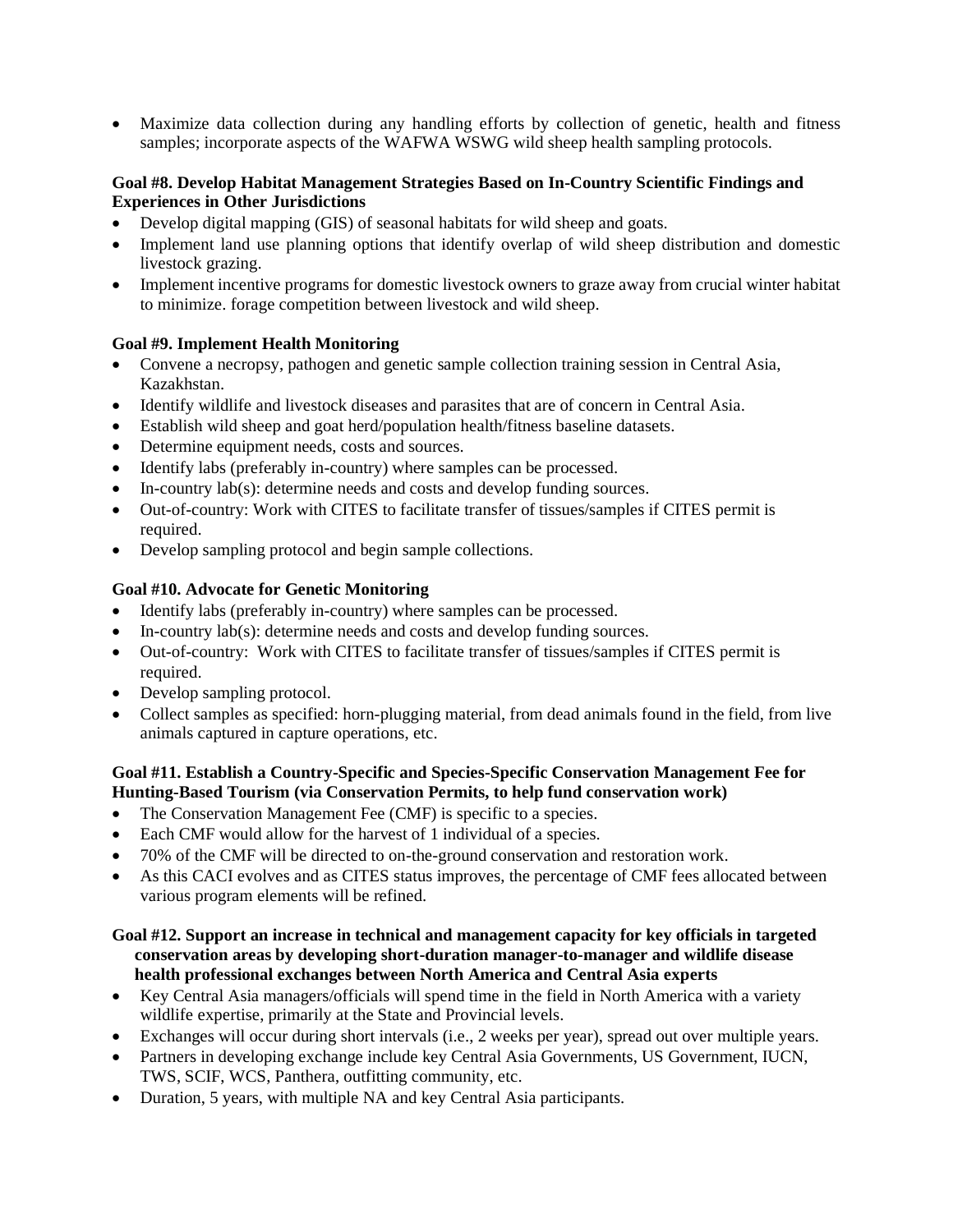- Maximize data collection during any handling efforts by collection of genetic, health and fitness samples; incorporate aspects of the WAFWA WSWG wild sheep health sampling protocols.

**Goal #8. Develop Habitat Management Strategies Based on In-Country Scientific Findings and Experiences in Other Jurisdictions**

- Develop digital mapping (GIS) of seasonal habitats for wild sheep and goats.
- Implement land use planning options that identify overlap of wild sheep distribution and domestic livestock grazing.
- Implement incentive programs for domestic livestock owners to graze away from crucial winter habitat to minimize. forage competition between livestock and wild sheep.

**Goal #9. Implement Health Monitoring**

- Convene a necropsy, pathogen and genetic sample collection training session in Central Asia, Kazakhstan.
- Identify wildlife and livestock diseases and parasites that are of concern in Central Asia.
- Establish wild sheep and goat herd/population health/fitness baseline datasets.
- Determine equipment needs, costs and sources.
- Identify labs (preferably in-country) where samples can be processed.
- In-country lab(s): determine needs and costs and develop funding sources.
- Out-of-country: Work with CITES to facilitate transfer of tissues/samples if CITES permit is required.
- Develop sampling protocol and begin sample collections.

**Goal #10. Advocate for Genetic Monitoring**

- Identify labs (preferably in-country) where samples can be processed.
- In-country lab(s): determine needs and costs and develop funding sources.
- Out-of-country: Work with CITES to facilitate transfer of tissues/samples if CITES permit is required.
- Develop sampling protocol.
- Collect samples as specified: horn-plugging material, from dead animals found in the field, from live animals captured in capture operations, etc.

**Goal #11. Establish a Country-Specific and Species-Specific Conservation Management Fee for Hunting-Based Tourism (via Conservation Permits, to help fund conservation work)**

- The Conservation Management Fee (CMF) is specific to a species.
- Each CMF would allow for the harvest of 1 individual of a species.
- 70% of the CMF will be directed to on-the-ground conservation and restoration work.
- As this CACI evolves and as CITES status improves, the percentage of CMF fees allocated between various program elements will be refined.

**Goal #12. Support an increase in technical and management capacity for key officials in targeted conservation areas by developing short-duration manager-to-manager and wildlife disease health professional exchanges between North America and Central Asia experts**

- Key Central Asia managers/officials will spend time in the field in North America with a variety wildlife expertise, primarily at the State and Provincial levels.
- Exchanges will occur during short intervals (i.e., 2 weeks per year), spread out over multiple years.
- Partners in developing exchange include key Central Asia Governments, US Government, IUCN, TWS, SCIF, WCS, Panthera, outfitting community, etc.
- Duration, 5 years, with multiple NA and key Central Asia participants.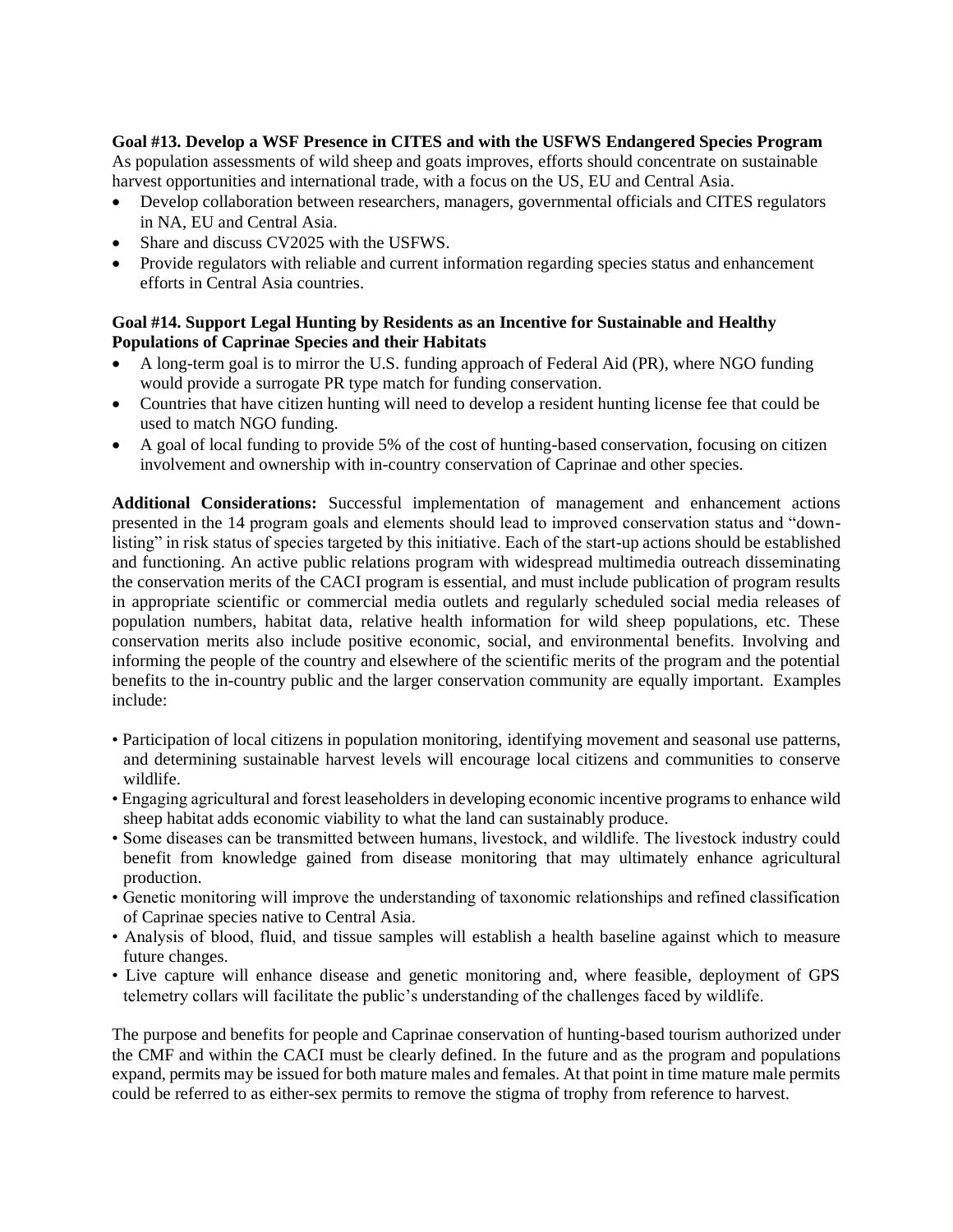**Goal #13. Develop a WSF Presence in CITES and with the USFWS Endangered Species Program**

As population assessments of wild sheep and goats improves, efforts should concentrate on sustainable harvest opportunities and international trade, with a focus on the US, EU and Central Asia.

- Develop collaboration between researchers, managers, governmental officials and CITES regulators in NA, EU and Central Asia.
- Share and discuss CV2025 with the USFWS.
- Provide regulators with reliable and current information regarding species status and enhancement efforts in Central Asia countries.

**Goal #14. Support Legal Hunting by Residents as an Incentive for Sustainable and Healthy Populations of Caprinae Species and their Habitats**

- A long-term goal is to mirror the U.S. funding approach of Federal Aid (PR), where NGO funding would provide a surrogate PR type match for funding conservation.
- Countries that have citizen hunting will need to develop a resident hunting license fee that could be used to match NGO funding.
- A goal of local funding to provide 5% of the cost of hunting-based conservation, focusing on citizen involvement and ownership with in-country conservation of Caprinae and other species.

**Additional Considerations:** Successful implementation of management and enhancement actions presented in the 14 program goals and elements should lead to improved conservation status and "down-listing" in risk status of species targeted by this initiative. Each of the start-up actions should be established and functioning. An active public relations program with widespread multimedia outreach disseminating the conservation merits of the CACI program is essential, and must include publication of program results in appropriate scientific or commercial media outlets and regularly scheduled social media releases of population numbers, habitat data, relative health information for wild sheep populations, etc. These conservation merits also include positive economic, social, and environmental benefits. Involving and informing the people of the country and elsewhere of the scientific merits of the program and the potential benefits to the in-country public and the larger conservation community are equally important. Examples include:

- Participation of local citizens in population monitoring, identifying movement and seasonal use patterns, and determining sustainable harvest levels will encourage local citizens and communities to conserve wildlife.
- Engaging agricultural and forest leaseholders in developing economic incentive programs to enhance wild sheep habitat adds economic viability to what the land can sustainably produce.
- Some diseases can be transmitted between humans, livestock, and wildlife. The livestock industry could benefit from knowledge gained from disease monitoring that may ultimately enhance agricultural production.
- Genetic monitoring will improve the understanding of taxonomic relationships and refined classification of Caprinae species native to Central Asia.
- Analysis of blood, fluid, and tissue samples will establish a health baseline against which to measure future changes.
- Live capture will enhance disease and genetic monitoring and, where feasible, deployment of GPS telemetry collars will facilitate the public's understanding of the challenges faced by wildlife.

The purpose and benefits for people and Caprinae conservation of hunting-based tourism authorized under the CMF and within the CACI must be clearly defined. In the future and as the program and populations expand, permits may be issued for both mature males and females. At that point in time mature male permits could be referred to as either-sex permits to remove the stigma of trophy from reference to harvest.